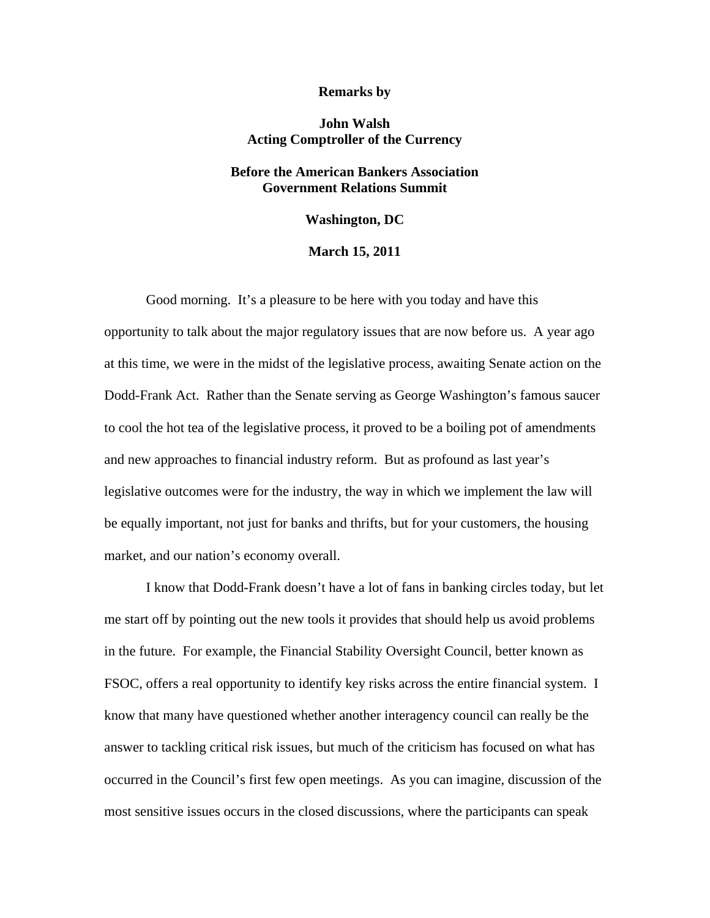**Remarks by**

**John Walsh**
**Acting Comptroller of the Currency**

**Before the American Bankers Association**
**Government Relations Summit**

**Washington, DC**

**March 15, 2011**

Good morning. It's a pleasure to be here with you today and have this opportunity to talk about the major regulatory issues that are now before us. A year ago at this time, we were in the midst of the legislative process, awaiting Senate action on the Dodd-Frank Act. Rather than the Senate serving as George Washington's famous saucer to cool the hot tea of the legislative process, it proved to be a boiling pot of amendments and new approaches to financial industry reform. But as profound as last year's legislative outcomes were for the industry, the way in which we implement the law will be equally important, not just for banks and thrifts, but for your customers, the housing market, and our nation's economy overall.

I know that Dodd-Frank doesn't have a lot of fans in banking circles today, but let me start off by pointing out the new tools it provides that should help us avoid problems in the future. For example, the Financial Stability Oversight Council, better known as FSOC, offers a real opportunity to identify key risks across the entire financial system. I know that many have questioned whether another interagency council can really be the answer to tackling critical risk issues, but much of the criticism has focused on what has occurred in the Council's first few open meetings. As you can imagine, discussion of the most sensitive issues occurs in the closed discussions, where the participants can speak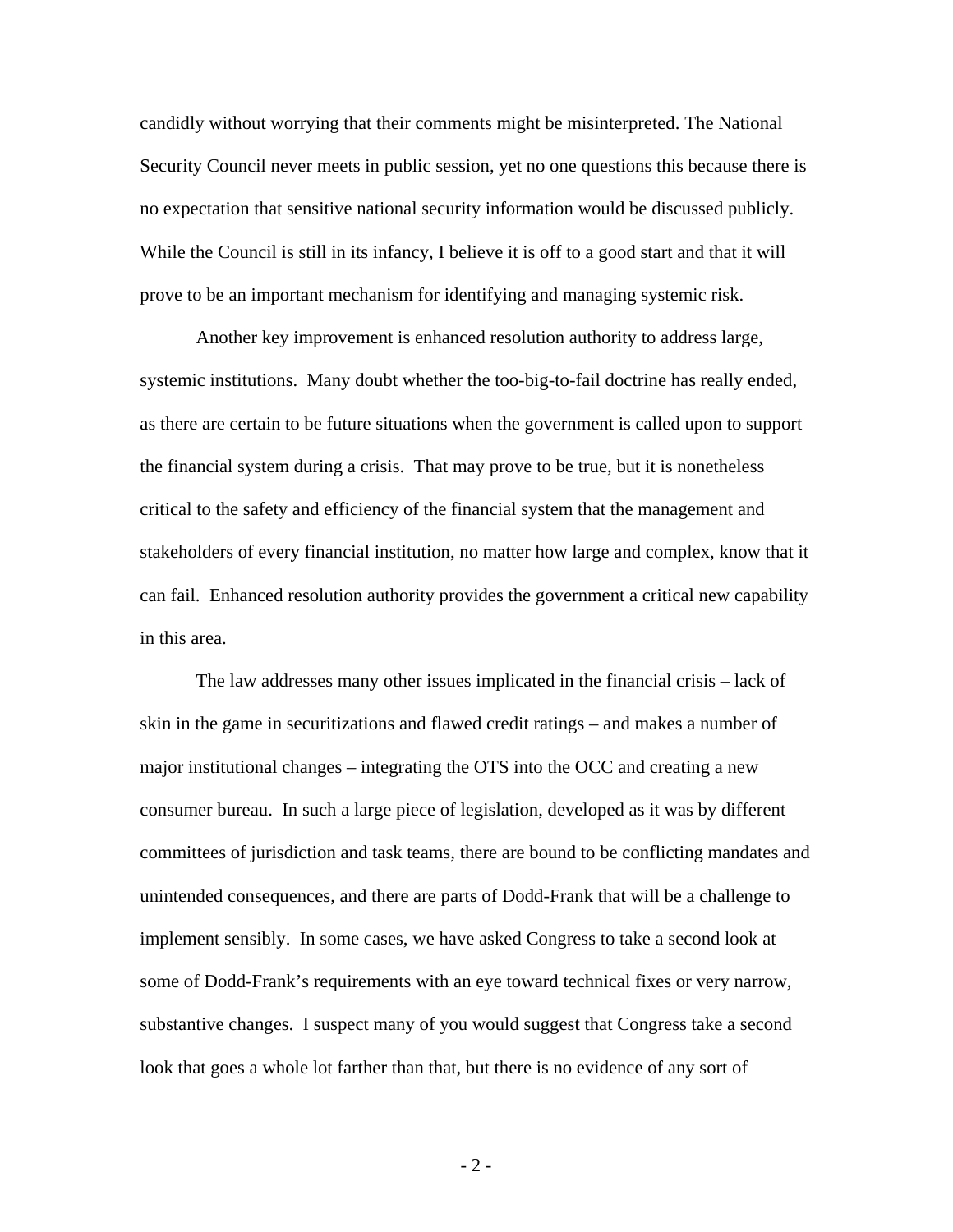candidly without worrying that their comments might be misinterpreted. The National Security Council never meets in public session, yet no one questions this because there is no expectation that sensitive national security information would be discussed publicly. While the Council is still in its infancy, I believe it is off to a good start and that it will prove to be an important mechanism for identifying and managing systemic risk.

Another key improvement is enhanced resolution authority to address large, systemic institutions. Many doubt whether the too-big-to-fail doctrine has really ended, as there are certain to be future situations when the government is called upon to support the financial system during a crisis. That may prove to be true, but it is nonetheless critical to the safety and efficiency of the financial system that the management and stakeholders of every financial institution, no matter how large and complex, know that it can fail. Enhanced resolution authority provides the government a critical new capability in this area.

The law addresses many other issues implicated in the financial crisis – lack of skin in the game in securitizations and flawed credit ratings – and makes a number of major institutional changes – integrating the OTS into the OCC and creating a new consumer bureau. In such a large piece of legislation, developed as it was by different committees of jurisdiction and task teams, there are bound to be conflicting mandates and unintended consequences, and there are parts of Dodd-Frank that will be a challenge to implement sensibly. In some cases, we have asked Congress to take a second look at some of Dodd-Frank's requirements with an eye toward technical fixes or very narrow, substantive changes. I suspect many of you would suggest that Congress take a second look that goes a whole lot farther than that, but there is no evidence of any sort of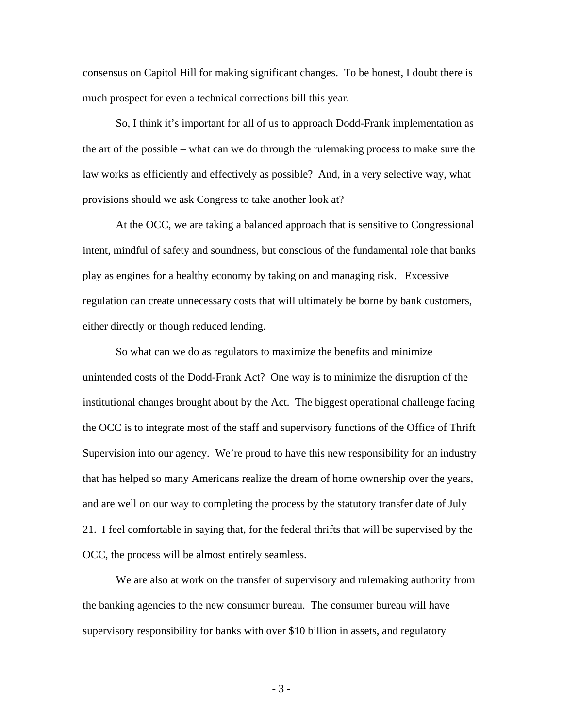consensus on Capitol Hill for making significant changes. To be honest, I doubt there is much prospect for even a technical corrections bill this year.

So, I think it's important for all of us to approach Dodd-Frank implementation as the art of the possible – what can we do through the rulemaking process to make sure the law works as efficiently and effectively as possible? And, in a very selective way, what provisions should we ask Congress to take another look at?

At the OCC, we are taking a balanced approach that is sensitive to Congressional intent, mindful of safety and soundness, but conscious of the fundamental role that banks play as engines for a healthy economy by taking on and managing risk. Excessive regulation can create unnecessary costs that will ultimately be borne by bank customers, either directly or though reduced lending.

So what can we do as regulators to maximize the benefits and minimize unintended costs of the Dodd-Frank Act? One way is to minimize the disruption of the institutional changes brought about by the Act. The biggest operational challenge facing the OCC is to integrate most of the staff and supervisory functions of the Office of Thrift Supervision into our agency. We're proud to have this new responsibility for an industry that has helped so many Americans realize the dream of home ownership over the years, and are well on our way to completing the process by the statutory transfer date of July 21. I feel comfortable in saying that, for the federal thrifts that will be supervised by the OCC, the process will be almost entirely seamless.

We are also at work on the transfer of supervisory and rulemaking authority from the banking agencies to the new consumer bureau. The consumer bureau will have supervisory responsibility for banks with over $10 billion in assets, and regulatory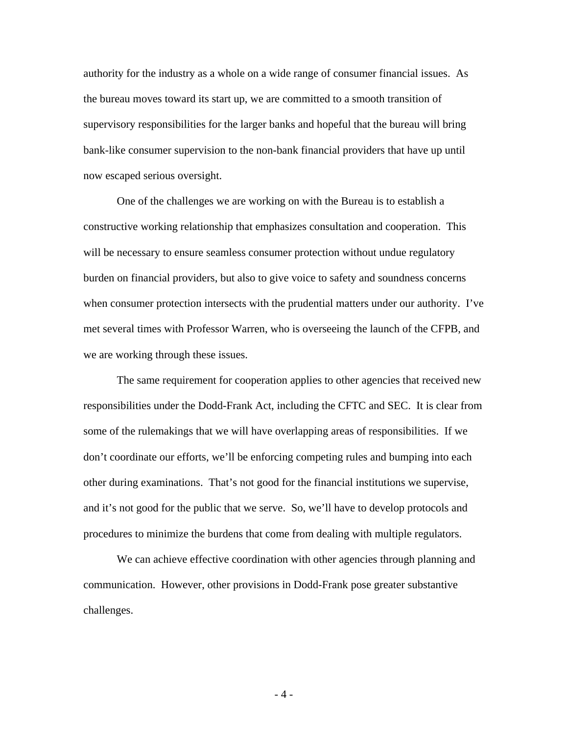authority for the industry as a whole on a wide range of consumer financial issues. As the bureau moves toward its start up, we are committed to a smooth transition of supervisory responsibilities for the larger banks and hopeful that the bureau will bring bank-like consumer supervision to the non-bank financial providers that have up until now escaped serious oversight.

One of the challenges we are working on with the Bureau is to establish a constructive working relationship that emphasizes consultation and cooperation. This will be necessary to ensure seamless consumer protection without undue regulatory burden on financial providers, but also to give voice to safety and soundness concerns when consumer protection intersects with the prudential matters under our authority. I've met several times with Professor Warren, who is overseeing the launch of the CFPB, and we are working through these issues.

The same requirement for cooperation applies to other agencies that received new responsibilities under the Dodd-Frank Act, including the CFTC and SEC. It is clear from some of the rulemakings that we will have overlapping areas of responsibilities. If we don't coordinate our efforts, we'll be enforcing competing rules and bumping into each other during examinations. That's not good for the financial institutions we supervise, and it's not good for the public that we serve. So, we'll have to develop protocols and procedures to minimize the burdens that come from dealing with multiple regulators.

We can achieve effective coordination with other agencies through planning and communication. However, other provisions in Dodd-Frank pose greater substantive challenges.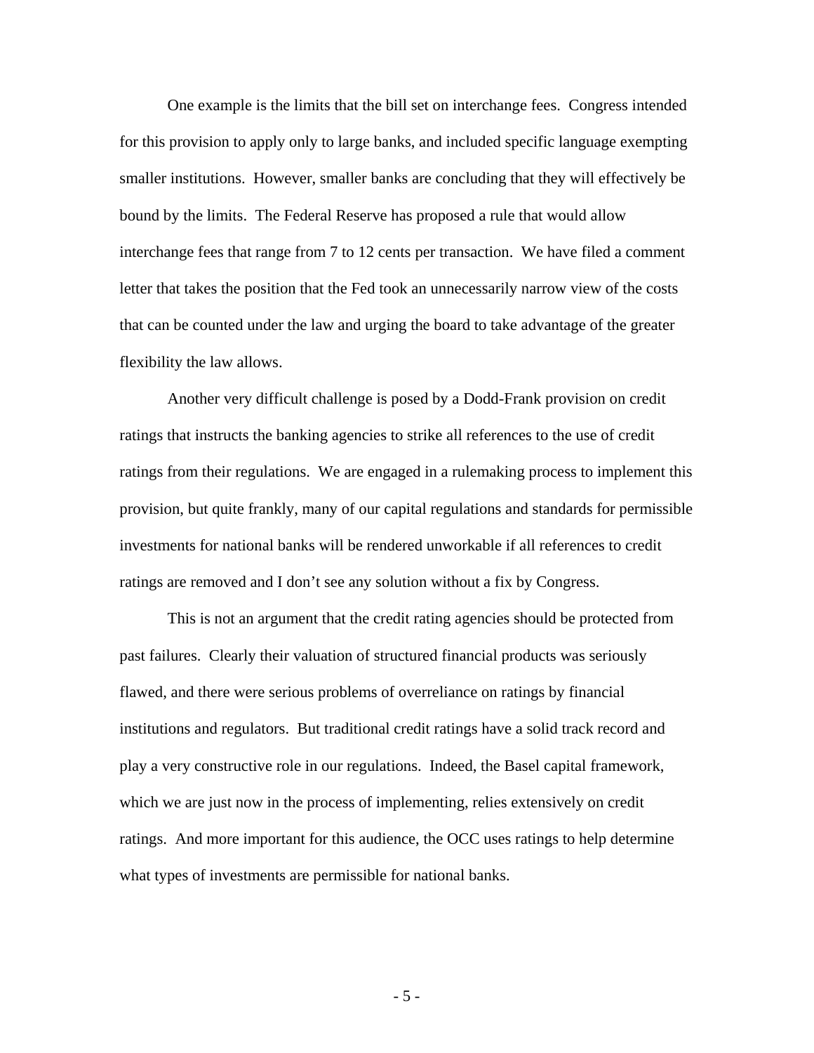One example is the limits that the bill set on interchange fees. Congress intended for this provision to apply only to large banks, and included specific language exempting smaller institutions. However, smaller banks are concluding that they will effectively be bound by the limits. The Federal Reserve has proposed a rule that would allow interchange fees that range from 7 to 12 cents per transaction. We have filed a comment letter that takes the position that the Fed took an unnecessarily narrow view of the costs that can be counted under the law and urging the board to take advantage of the greater flexibility the law allows.

Another very difficult challenge is posed by a Dodd-Frank provision on credit ratings that instructs the banking agencies to strike all references to the use of credit ratings from their regulations. We are engaged in a rulemaking process to implement this provision, but quite frankly, many of our capital regulations and standards for permissible investments for national banks will be rendered unworkable if all references to credit ratings are removed and I don't see any solution without a fix by Congress.

This is not an argument that the credit rating agencies should be protected from past failures. Clearly their valuation of structured financial products was seriously flawed, and there were serious problems of overreliance on ratings by financial institutions and regulators. But traditional credit ratings have a solid track record and play a very constructive role in our regulations. Indeed, the Basel capital framework, which we are just now in the process of implementing, relies extensively on credit ratings. And more important for this audience, the OCC uses ratings to help determine what types of investments are permissible for national banks.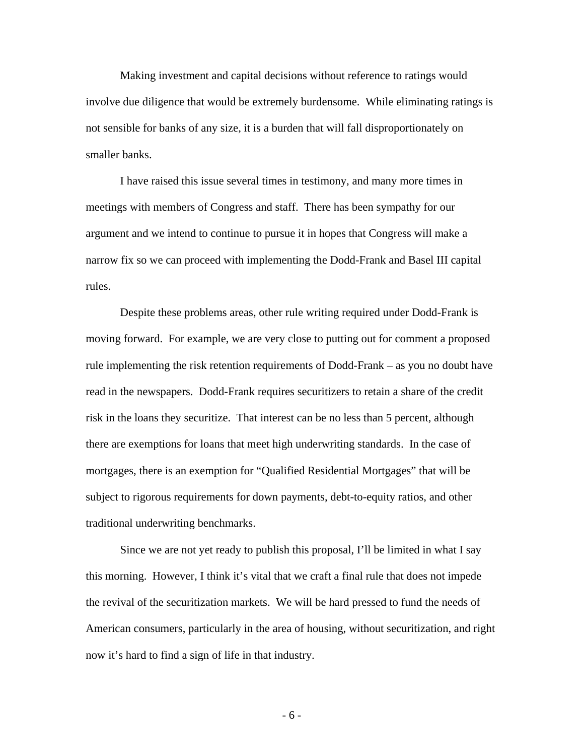Making investment and capital decisions without reference to ratings would involve due diligence that would be extremely burdensome. While eliminating ratings is not sensible for banks of any size, it is a burden that will fall disproportionately on smaller banks.

I have raised this issue several times in testimony, and many more times in meetings with members of Congress and staff. There has been sympathy for our argument and we intend to continue to pursue it in hopes that Congress will make a narrow fix so we can proceed with implementing the Dodd-Frank and Basel III capital rules.

Despite these problems areas, other rule writing required under Dodd-Frank is moving forward. For example, we are very close to putting out for comment a proposed rule implementing the risk retention requirements of Dodd-Frank – as you no doubt have read in the newspapers. Dodd-Frank requires securitizers to retain a share of the credit risk in the loans they securitize. That interest can be no less than 5 percent, although there are exemptions for loans that meet high underwriting standards. In the case of mortgages, there is an exemption for "Qualified Residential Mortgages" that will be subject to rigorous requirements for down payments, debt-to-equity ratios, and other traditional underwriting benchmarks.

Since we are not yet ready to publish this proposal, I'll be limited in what I say this morning. However, I think it's vital that we craft a final rule that does not impede the revival of the securitization markets. We will be hard pressed to fund the needs of American consumers, particularly in the area of housing, without securitization, and right now it's hard to find a sign of life in that industry.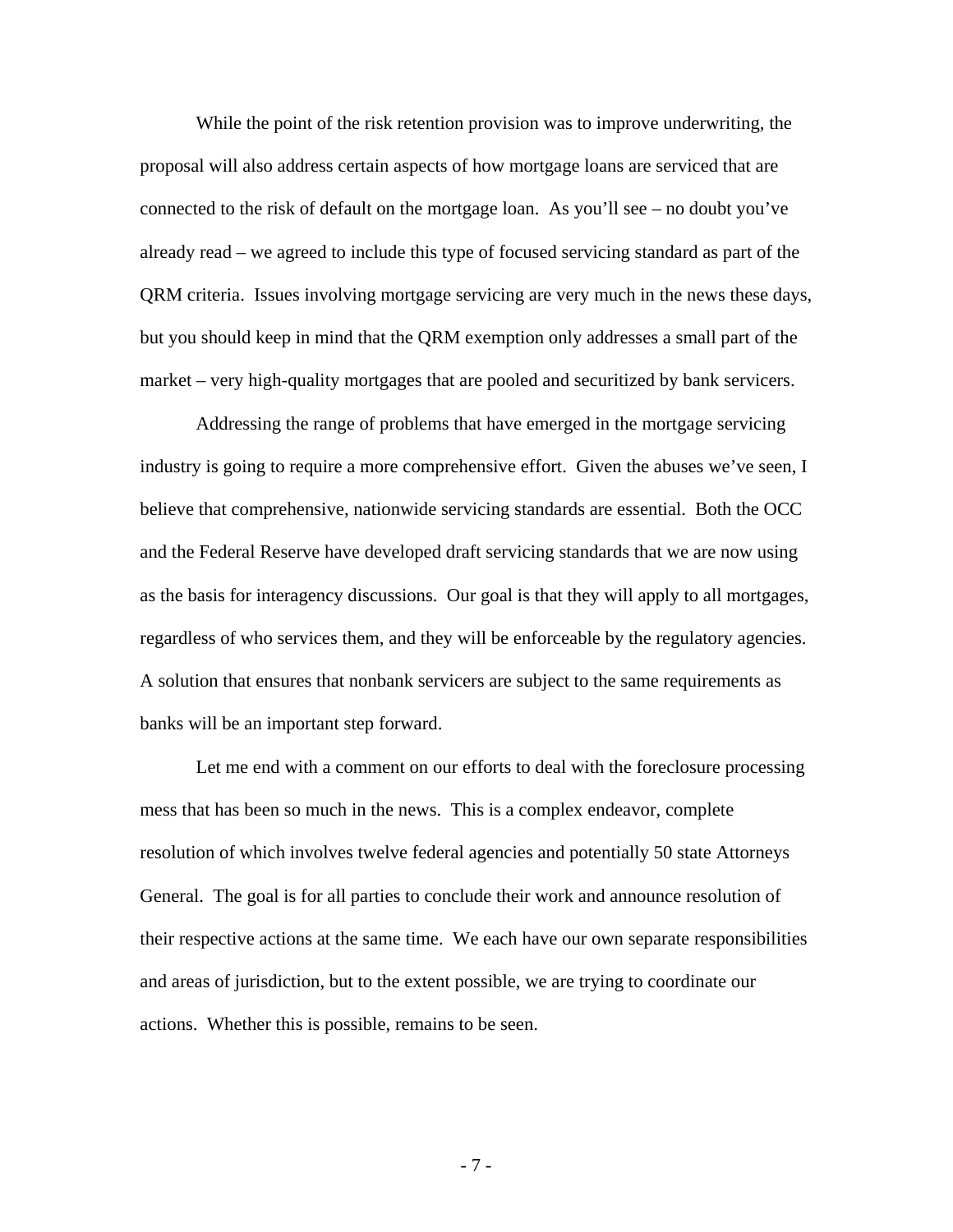While the point of the risk retention provision was to improve underwriting, the proposal will also address certain aspects of how mortgage loans are serviced that are connected to the risk of default on the mortgage loan. As you'll see – no doubt you've already read – we agreed to include this type of focused servicing standard as part of the QRM criteria. Issues involving mortgage servicing are very much in the news these days, but you should keep in mind that the QRM exemption only addresses a small part of the market – very high-quality mortgages that are pooled and securitized by bank servicers.

Addressing the range of problems that have emerged in the mortgage servicing industry is going to require a more comprehensive effort. Given the abuses we've seen, I believe that comprehensive, nationwide servicing standards are essential. Both the OCC and the Federal Reserve have developed draft servicing standards that we are now using as the basis for interagency discussions. Our goal is that they will apply to all mortgages, regardless of who services them, and they will be enforceable by the regulatory agencies. A solution that ensures that nonbank servicers are subject to the same requirements as banks will be an important step forward.

Let me end with a comment on our efforts to deal with the foreclosure processing mess that has been so much in the news. This is a complex endeavor, complete resolution of which involves twelve federal agencies and potentially 50 state Attorneys General. The goal is for all parties to conclude their work and announce resolution of their respective actions at the same time. We each have our own separate responsibilities and areas of jurisdiction, but to the extent possible, we are trying to coordinate our actions. Whether this is possible, remains to be seen.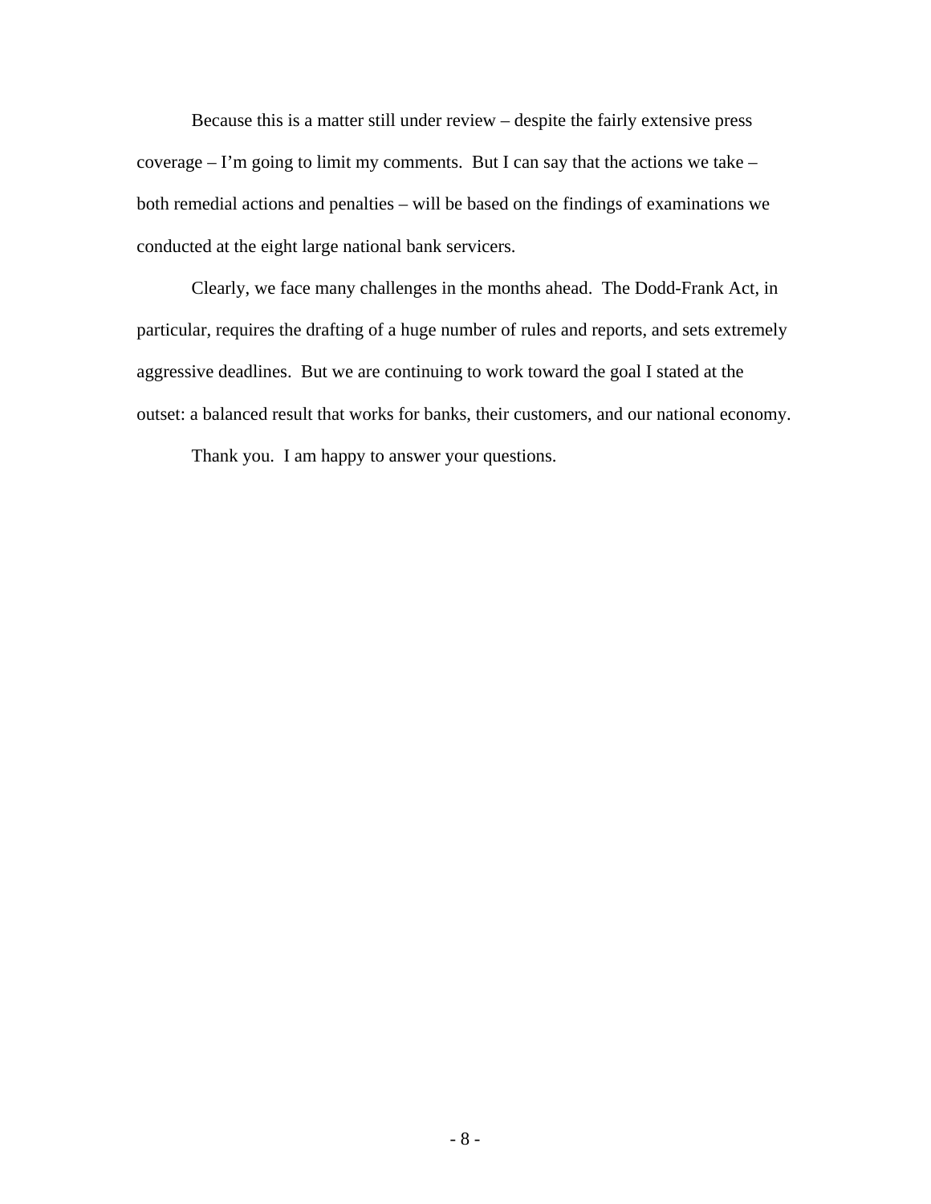Because this is a matter still under review – despite the fairly extensive press coverage – I'm going to limit my comments. But I can say that the actions we take – both remedial actions and penalties – will be based on the findings of examinations we conducted at the eight large national bank servicers.

Clearly, we face many challenges in the months ahead. The Dodd-Frank Act, in particular, requires the drafting of a huge number of rules and reports, and sets extremely aggressive deadlines. But we are continuing to work toward the goal I stated at the outset: a balanced result that works for banks, their customers, and our national economy.

Thank you. I am happy to answer your questions.